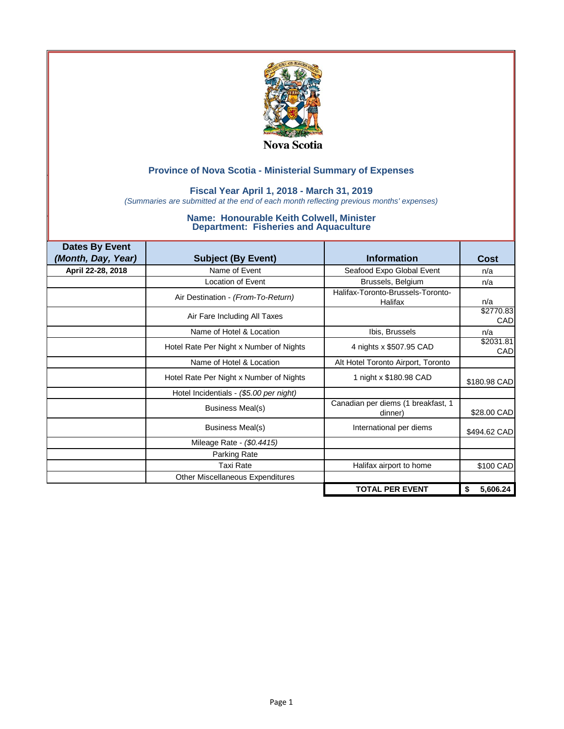Nova Scotia

## Province of Nova Scotia - Ministerial Summary of Expenses

### Fiscal Year April 1, 2018 - March 31, 2019

*(Summaries are submitted at the end of each month reflecting previous months' expenses)*

### Name: Honourable Keith Colwell, Minister
### Department: Fisheries and Aquaculture

| Dates By Event *(Month, Day, Year)* | Subject (By Event) | Information | Cost |
|---|---|---|---|
| April 22-28, 2018 | Name of Event | Seafood Expo Global Event | n/a |
| | Location of Event | Brussels, Belgium | n/a |
| | Air Destination - *(From-To-Return)* | Halifax-Toronto-Brussels-Toronto-Halifax | n/a |
| | Air Fare Including All Taxes | | $2770.83 CAD |
| | Name of Hotel & Location | Ibis, Brussels | n/a |
| | Hotel Rate Per Night x Number of Nights | 4 nights x $507.95 CAD | $2031.81 CAD |
| | Name of Hotel & Location | Alt Hotel Toronto Airport, Toronto | |
| | Hotel Rate Per Night x Number of Nights | 1 night x $180.98 CAD | $180.98 CAD |
| | Hotel Incidentials - *($5.00 per night)* | | |
| | Business Meal(s) | Canadian per diems (1 breakfast, 1 dinner) | $28.00 CAD |
| | Business Meal(s) | International per diems | $494.62 CAD |
| | Mileage Rate - *($0.4415)* | | |
| | Parking Rate | | |
| | Taxi Rate | Halifax airport to home | $100 CAD |
| | Other Miscellaneous Expenditures | | |
| | | **TOTAL PER EVENT** | **$ 5,606.24** |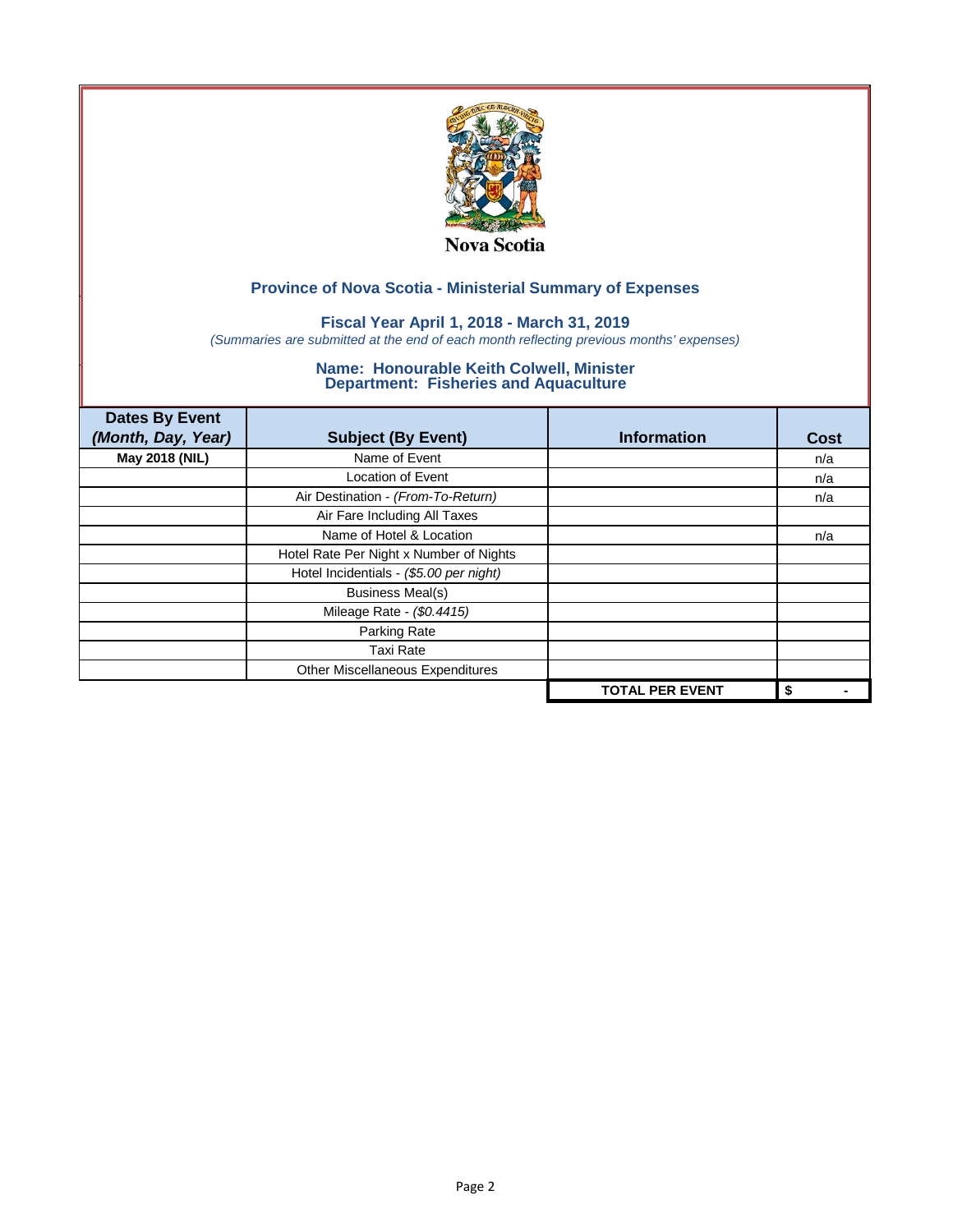Nova Scotia

## Province of Nova Scotia - Ministerial Summary of Expenses

### Fiscal Year April 1, 2018 - March 31, 2019

*(Summaries are submitted at the end of each month reflecting previous months' expenses)*

### Name: Honourable Keith Colwell, Minister
### Department: Fisheries and Aquaculture

| Dates By Event *(Month, Day, Year)* | Subject (By Event) | Information | Cost |
|---|---|---|---|
| **May 2018 (NIL)** | Name of Event | | n/a |
| | Location of Event | | n/a |
| | Air Destination - *(From-To-Return)* | | n/a |
| | Air Fare Including All Taxes | | |
| | Name of Hotel & Location | | n/a |
| | Hotel Rate Per Night x Number of Nights | | |
| | Hotel Incidentials - *($5.00 per night)* | | |
| | Business Meal(s) | | |
| | Mileage Rate - *($0.4415)* | | |
| | Parking Rate | | |
| | Taxi Rate | | |
| | Other Miscellaneous Expenditures | | |
| | | **TOTAL PER EVENT** | **$ -** |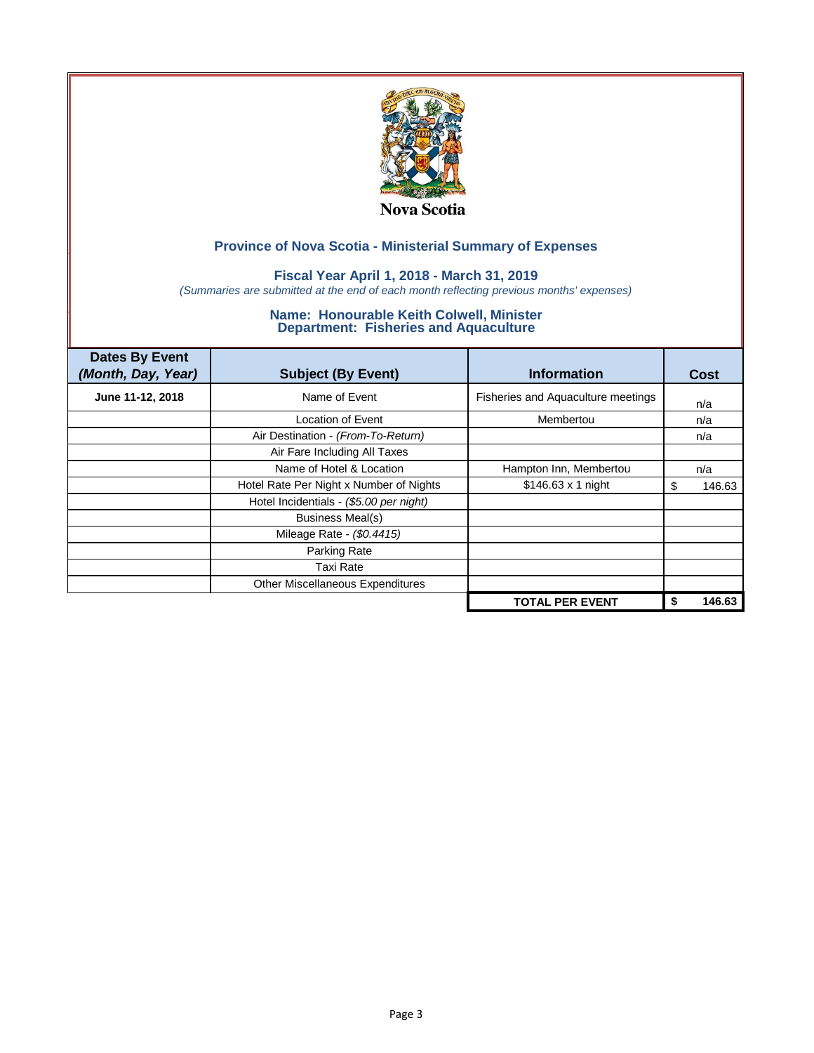Nova Scotia

## Province of Nova Scotia - Ministerial Summary of Expenses

### Fiscal Year April 1, 2018 - March 31, 2019

*(Summaries are submitted at the end of each month reflecting previous months' expenses)*

### Name: Honourable Keith Colwell, Minister
### Department: Fisheries and Aquaculture

| Dates By Event *(Month, Day, Year)* | Subject (By Event) | Information | Cost |
|---|---|---|---|
| June 11-12, 2018 | Name of Event | Fisheries and Aquaculture meetings | n/a |
| | Location of Event | Membertou | n/a |
| | Air Destination - *(From-To-Return)* | | n/a |
| | Air Fare Including All Taxes | | |
| | Name of Hotel & Location | Hampton Inn, Membertou | n/a |
| | Hotel Rate Per Night x Number of Nights | $146.63 x 1 night | $ 146.63 |
| | Hotel Incidentials - *($5.00 per night)* | | |
| | Business Meal(s) | | |
| | Mileage Rate - *($0.4415)* | | |
| | Parking Rate | | |
| | Taxi Rate | | |
| | Other Miscellaneous Expenditures | | |
| | | **TOTAL PER EVENT** | **$ 146.63** |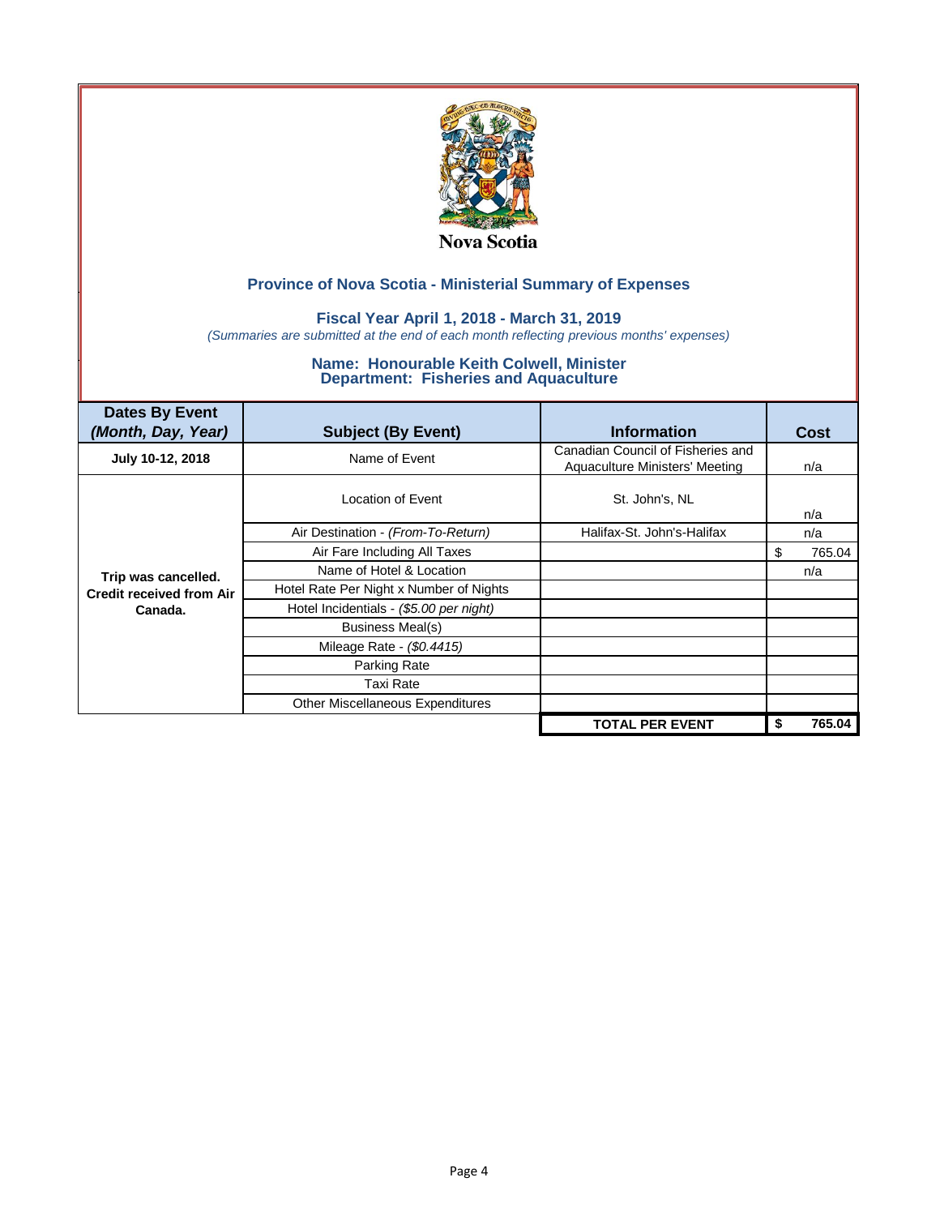Nova Scotia

## Province of Nova Scotia - Ministerial Summary of Expenses

### Fiscal Year April 1, 2018 - March 31, 2019

*(Summaries are submitted at the end of each month reflecting previous months' expenses)*

### Name: Honourable Keith Colwell, Minister
### Department: Fisheries and Aquaculture

| Dates By Event *(Month, Day, Year)* | Subject (By Event) | Information | Cost |
|---|---|---|---|
| **July 10-12, 2018** | Name of Event | Canadian Council of Fisheries and Aquaculture Ministers' Meeting | n/a |
| **Trip was cancelled. Credit received from Air Canada.** | Location of Event | St. John's, NL | n/a |
| | Air Destination - *(From-To-Return)* | Halifax-St. John's-Halifax | n/a |
| | Air Fare Including All Taxes | | $ 765.04 |
| | Name of Hotel & Location | | n/a |
| | Hotel Rate Per Night x Number of Nights | | |
| | Hotel Incidentials - *($5.00 per night)* | | |
| | Business Meal(s) | | |
| | Mileage Rate - *($0.4415)* | | |
| | Parking Rate | | |
| | Taxi Rate | | |
| | Other Miscellaneous Expenditures | | |
| | | **TOTAL PER EVENT** | **$ 765.04** |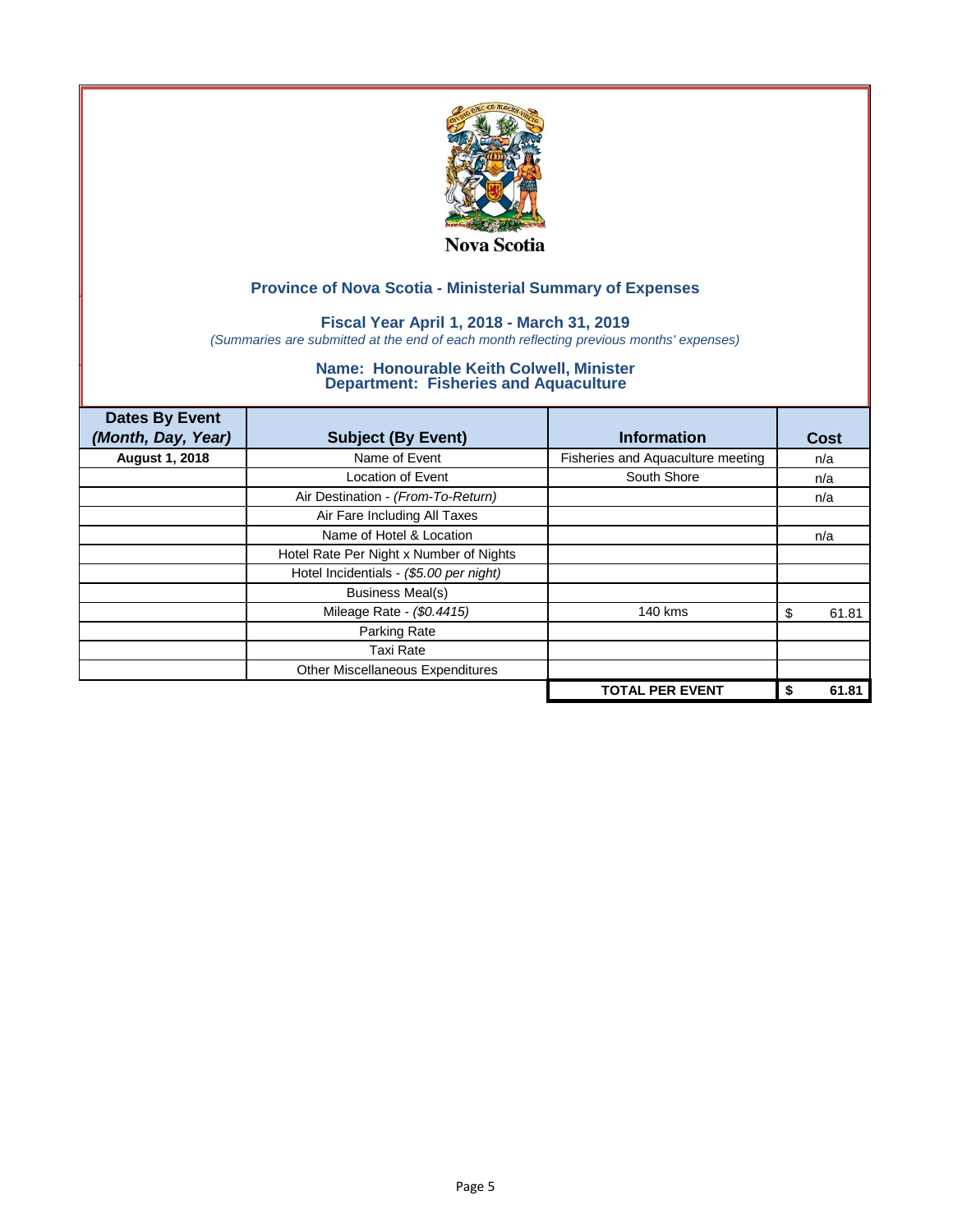Nova Scotia

## Province of Nova Scotia - Ministerial Summary of Expenses

### Fiscal Year April 1, 2018 - March 31, 2019

*(Summaries are submitted at the end of each month reflecting previous months' expenses)*

### Name: Honourable Keith Colwell, Minister
### Department: Fisheries and Aquaculture

| Dates By Event *(Month, Day, Year)* | Subject (By Event) | Information | Cost |
|---|---|---|---|
| **August 1, 2018** | Name of Event | Fisheries and Aquaculture meeting | n/a |
| | Location of Event | South Shore | n/a |
| | Air Destination - *(From-To-Return)* | | n/a |
| | Air Fare Including All Taxes | | |
| | Name of Hotel & Location | | n/a |
| | Hotel Rate Per Night x Number of Nights | | |
| | Hotel Incidentials - *($5.00 per night)* | | |
| | Business Meal(s) | | |
| | Mileage Rate - *($0.4415)* | 140 kms | $ 61.81 |
| | Parking Rate | | |
| | Taxi Rate | | |
| | Other Miscellaneous Expenditures | | |
| | | **TOTAL PER EVENT** | **$ 61.81** |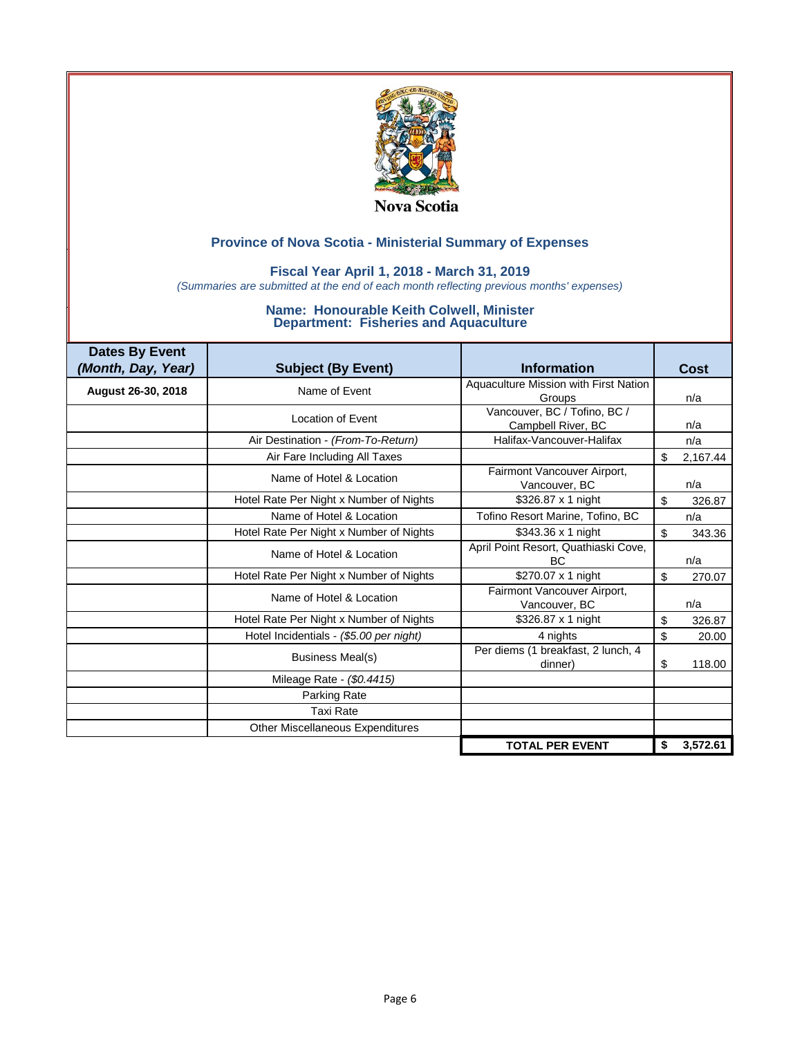Nova Scotia

## Province of Nova Scotia - Ministerial Summary of Expenses

### Fiscal Year April 1, 2018 - March 31, 2019

*(Summaries are submitted at the end of each month reflecting previous months' expenses)*

### Name: Honourable Keith Colwell, Minister
### Department: Fisheries and Aquaculture

| Dates By Event *(Month, Day, Year)* | Subject (By Event) | Information | Cost |
|---|---|---|---|
| **August 26-30, 2018** | Name of Event | Aquaculture Mission with First Nation Groups | n/a |
| | Location of Event | Vancouver, BC / Tofino, BC / Campbell River, BC | n/a |
| | Air Destination - *(From-To-Return)* | Halifax-Vancouver-Halifax | n/a |
| | Air Fare Including All Taxes | | $ 2,167.44 |
| | Name of Hotel & Location | Fairmont Vancouver Airport, Vancouver, BC | n/a |
| | Hotel Rate Per Night x Number of Nights | $326.87 x 1 night | $ 326.87 |
| | Name of Hotel & Location | Tofino Resort Marine, Tofino, BC | n/a |
| | Hotel Rate Per Night x Number of Nights | $343.36 x 1 night | $ 343.36 |
| | Name of Hotel & Location | April Point Resort, Quathiaski Cove, BC | n/a |
| | Hotel Rate Per Night x Number of Nights | $270.07 x 1 night | $ 270.07 |
| | Name of Hotel & Location | Fairmont Vancouver Airport, Vancouver, BC | n/a |
| | Hotel Rate Per Night x Number of Nights | $326.87 x 1 night | $ 326.87 |
| | Hotel Incidentials - *($5.00 per night)* | 4 nights | $ 20.00 |
| | Business Meal(s) | Per diems (1 breakfast, 2 lunch, 4 dinner) | $ 118.00 |
| | Mileage Rate - *($0.4415)* | | |
| | Parking Rate | | |
| | Taxi Rate | | |
| | Other Miscellaneous Expenditures | | |
| | | **TOTAL PER EVENT** | **$ 3,572.61** |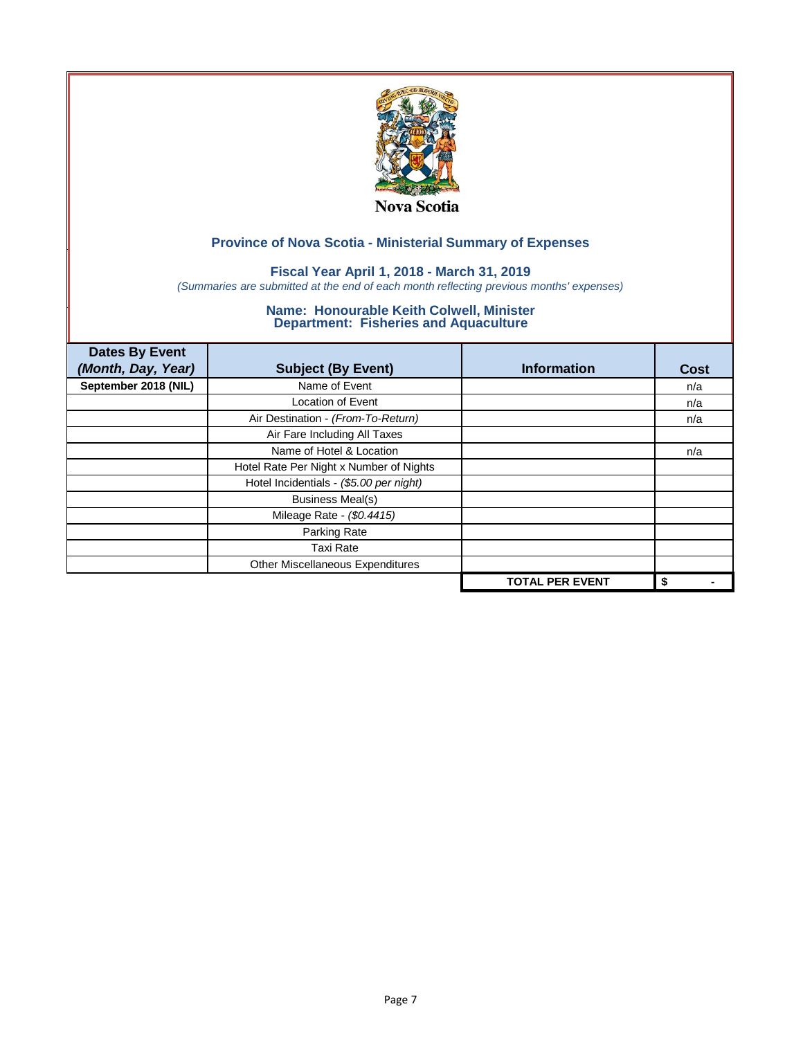Nova Scotia

## Province of Nova Scotia - Ministerial Summary of Expenses

### Fiscal Year April 1, 2018 - March 31, 2019

*(Summaries are submitted at the end of each month reflecting previous months' expenses)*

### Name: Honourable Keith Colwell, Minister
### Department: Fisheries and Aquaculture

| Dates By Event *(Month, Day, Year)* | Subject (By Event) | Information | Cost |
|---|---|---|---|
| **September 2018 (NIL)** | Name of Event | | n/a |
| | Location of Event | | n/a |
| | Air Destination - *(From-To-Return)* | | n/a |
| | Air Fare Including All Taxes | | |
| | Name of Hotel & Location | | n/a |
| | Hotel Rate Per Night x Number of Nights | | |
| | Hotel Incidentials - *($5.00 per night)* | | |
| | Business Meal(s) | | |
| | Mileage Rate - *($0.4415)* | | |
| | Parking Rate | | |
| | Taxi Rate | | |
| | Other Miscellaneous Expenditures | | |
| | | **TOTAL PER EVENT** | **$ -** |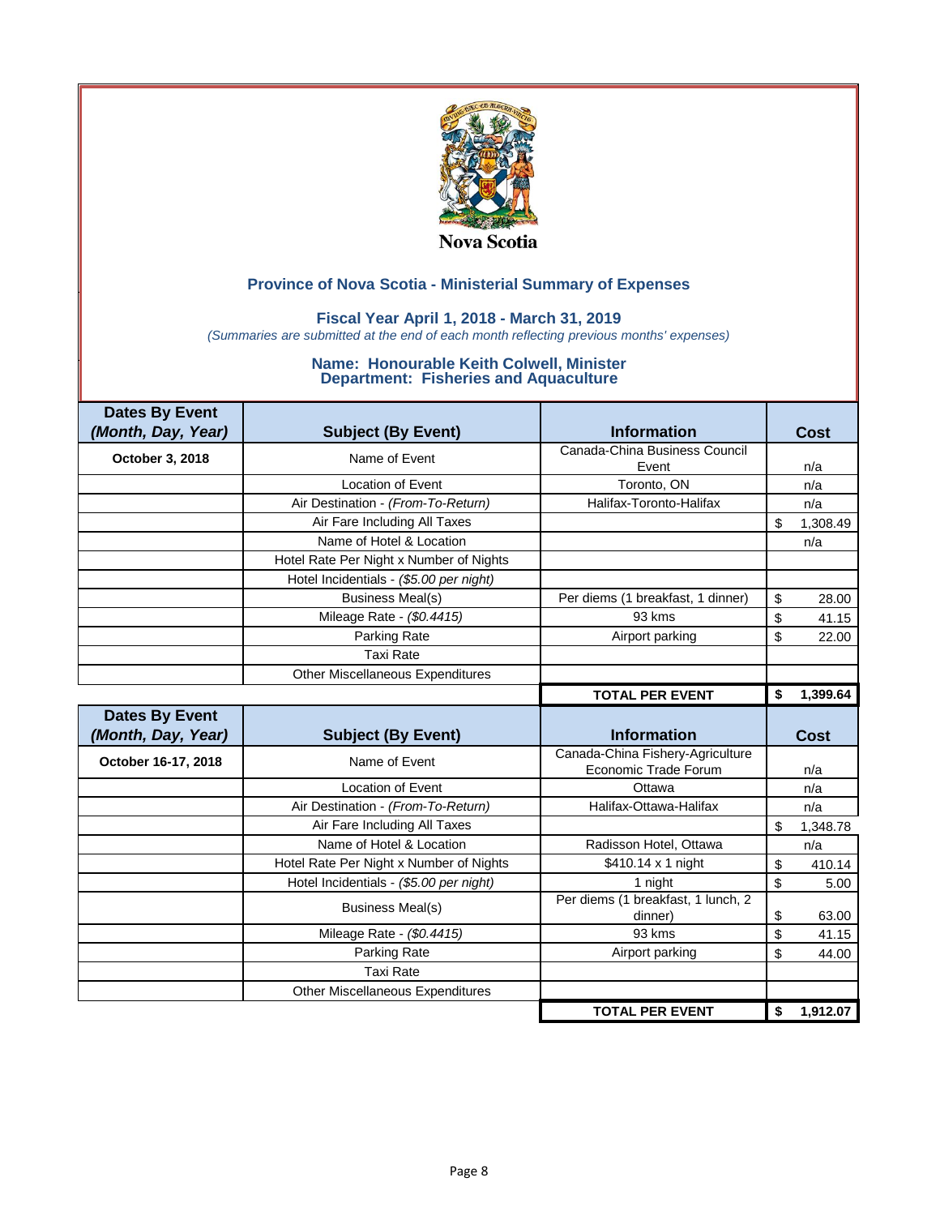Nova Scotia

## Province of Nova Scotia - Ministerial Summary of Expenses

### Fiscal Year April 1, 2018 - March 31, 2019

*(Summaries are submitted at the end of each month reflecting previous months' expenses)*

### Name: Honourable Keith Colwell, Minister
### Department: Fisheries and Aquaculture

| Dates By Event *(Month, Day, Year)* | Subject (By Event) | Information | Cost |
|---|---|---|---|
| **October 3, 2018** | Name of Event | Canada-China Business Council Event | n/a |
| | Location of Event | Toronto, ON | n/a |
| | Air Destination - *(From-To-Return)* | Halifax-Toronto-Halifax | n/a |
| | Air Fare Including All Taxes | | $ 1,308.49 |
| | Name of Hotel & Location | | n/a |
| | Hotel Rate Per Night x Number of Nights | | |
| | Hotel Incidentials - *($5.00 per night)* | | |
| | Business Meal(s) | Per diems (1 breakfast, 1 dinner) | $ 28.00 |
| | Mileage Rate - *($0.4415)* | 93 kms | $ 41.15 |
| | Parking Rate | Airport parking | $ 22.00 |
| | Taxi Rate | | |
| | Other Miscellaneous Expenditures | | |
| | | **TOTAL PER EVENT** | **$ 1,399.64** |

| Dates By Event *(Month, Day, Year)* | Subject (By Event) | Information | Cost |
|---|---|---|---|
| **October 16-17, 2018** | Name of Event | Canada-China Fishery-Agriculture Economic Trade Forum | n/a |
| | Location of Event | Ottawa | n/a |
| | Air Destination - *(From-To-Return)* | Halifax-Ottawa-Halifax | n/a |
| | Air Fare Including All Taxes | | $ 1,348.78 |
| | Name of Hotel & Location | Radisson Hotel, Ottawa | n/a |
| | Hotel Rate Per Night x Number of Nights | $410.14 x 1 night | $ 410.14 |
| | Hotel Incidentials - *($5.00 per night)* | 1 night | $ 5.00 |
| | Business Meal(s) | Per diems (1 breakfast, 1 lunch, 2 dinner) | $ 63.00 |
| | Mileage Rate - *($0.4415)* | 93 kms | $ 41.15 |
| | Parking Rate | Airport parking | $ 44.00 |
| | Taxi Rate | | |
| | Other Miscellaneous Expenditures | | |
| | | **TOTAL PER EVENT** | **$ 1,912.07** |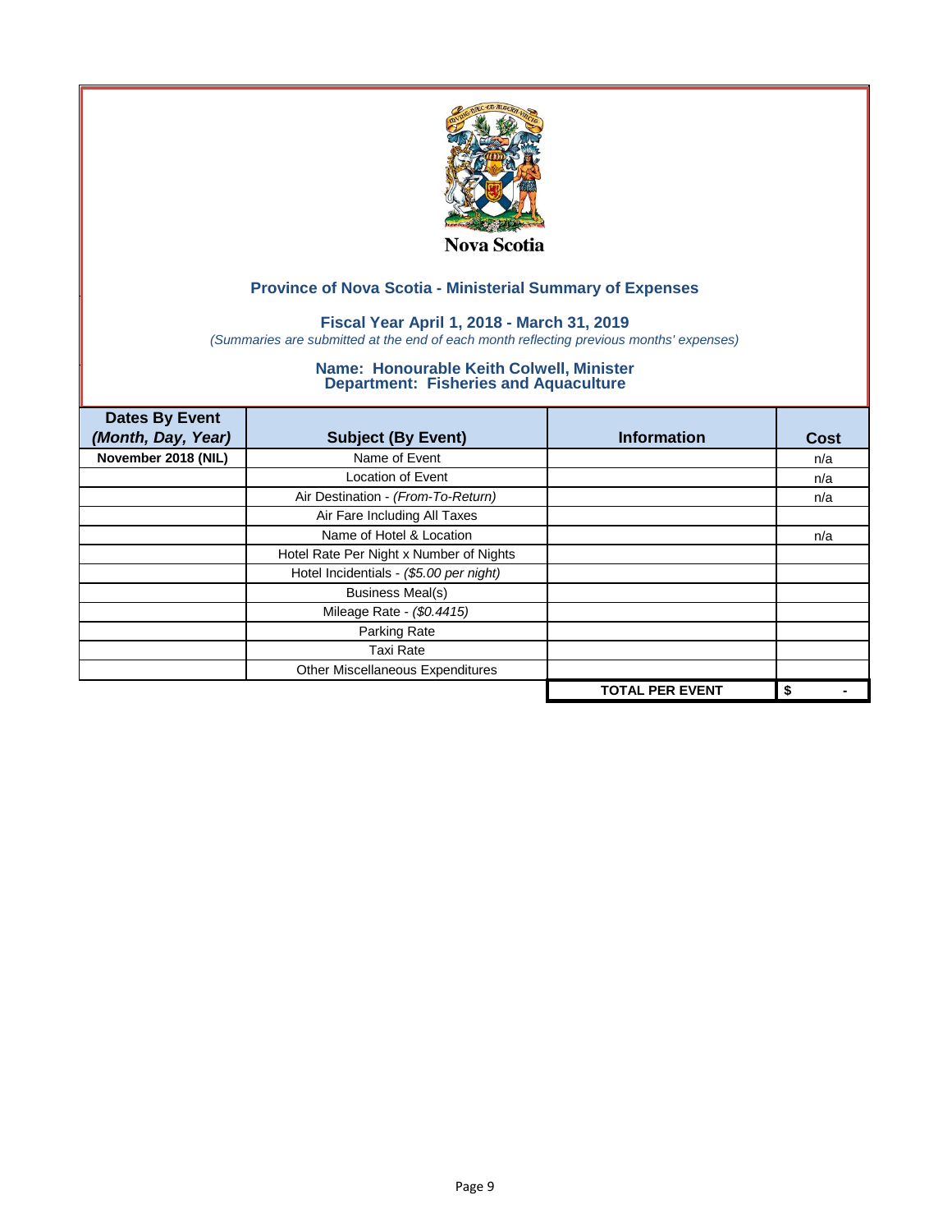Nova Scotia

## Province of Nova Scotia - Ministerial Summary of Expenses

### Fiscal Year April 1, 2018 - March 31, 2019

*(Summaries are submitted at the end of each month reflecting previous months' expenses)*

### Name: Honourable Keith Colwell, Minister
### Department: Fisheries and Aquaculture

| Dates By Event *(Month, Day, Year)* | Subject (By Event) | Information | Cost |
|---|---|---|---|
| **November 2018 (NIL)** | Name of Event | | n/a |
| | Location of Event | | n/a |
| | Air Destination - *(From-To-Return)* | | n/a |
| | Air Fare Including All Taxes | | |
| | Name of Hotel & Location | | n/a |
| | Hotel Rate Per Night x Number of Nights | | |
| | Hotel Incidentials - *($5.00 per night)* | | |
| | Business Meal(s) | | |
| | Mileage Rate - *($0.4415)* | | |
| | Parking Rate | | |
| | Taxi Rate | | |
| | Other Miscellaneous Expenditures | | |
| | | **TOTAL PER EVENT** | **$ -** |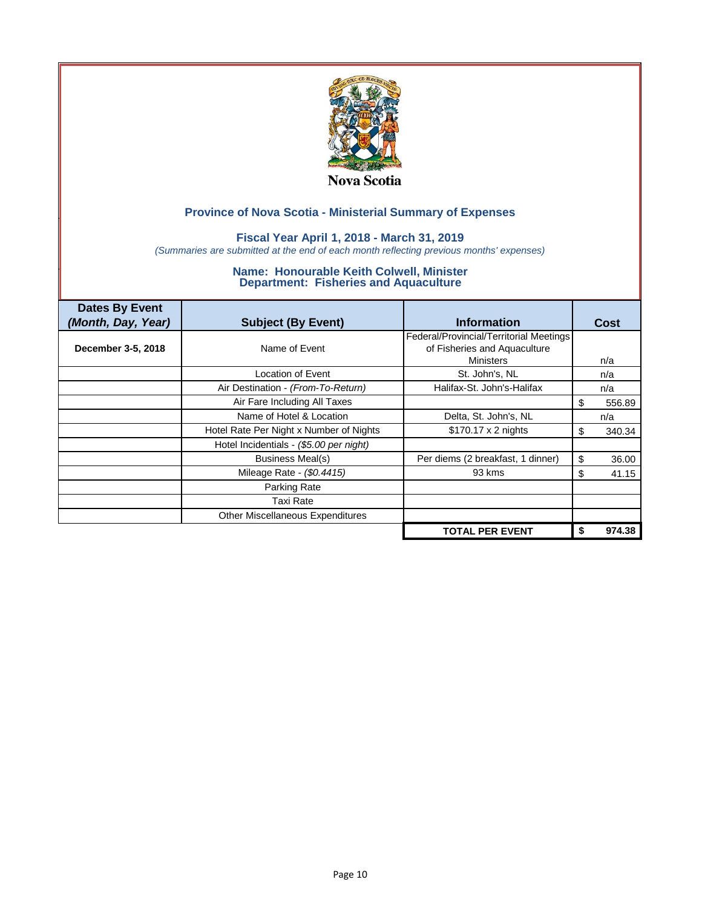Nova Scotia

## Province of Nova Scotia - Ministerial Summary of Expenses

### Fiscal Year April 1, 2018 - March 31, 2019

*(Summaries are submitted at the end of each month reflecting previous months' expenses)*

### Name: Honourable Keith Colwell, Minister
### Department: Fisheries and Aquaculture

| Dates By Event *(Month, Day, Year)* | Subject (By Event) | Information | Cost |
|---|---|---|---|
| **December 3-5, 2018** | Name of Event | Federal/Provincial/Territorial Meetings of Fisheries and Aquaculture Ministers | n/a |
| | Location of Event | St. John's, NL | n/a |
| | Air Destination - *(From-To-Return)* | Halifax-St. John's-Halifax | n/a |
| | Air Fare Including All Taxes | | $ 556.89 |
| | Name of Hotel & Location | Delta, St. John's, NL | n/a |
| | Hotel Rate Per Night x Number of Nights | $170.17 x 2 nights | $ 340.34 |
| | Hotel Incidentials - *($5.00 per night)* | | |
| | Business Meal(s) | Per diems (2 breakfast, 1 dinner) | $ 36.00 |
| | Mileage Rate - *($0.4415)* | 93 kms | $ 41.15 |
| | Parking Rate | | |
| | Taxi Rate | | |
| | Other Miscellaneous Expenditures | | |
| | | **TOTAL PER EVENT** | **$ 974.38** |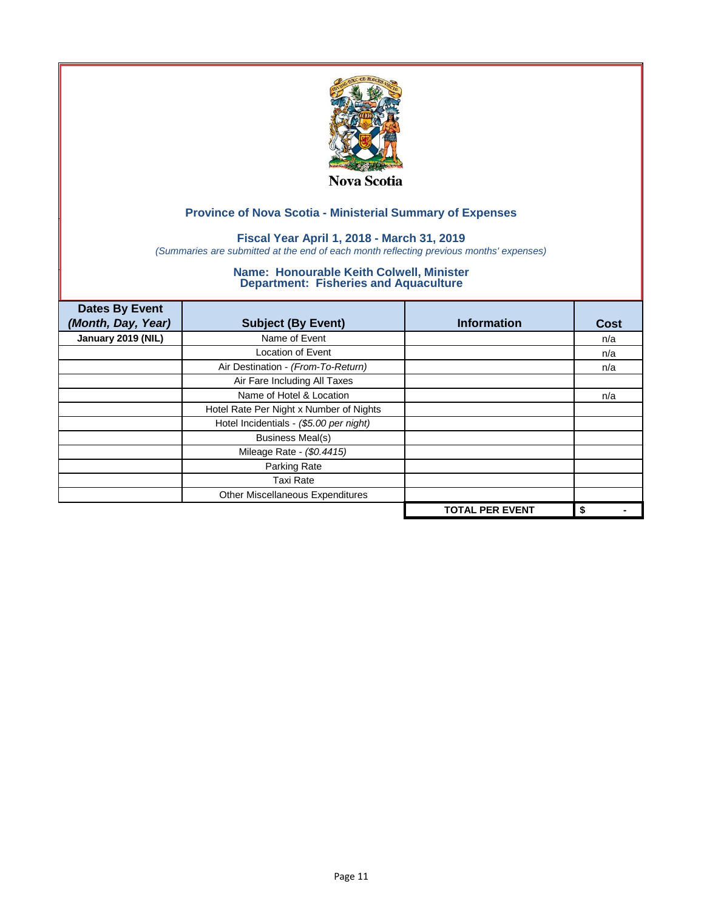Nova Scotia

## Province of Nova Scotia - Ministerial Summary of Expenses

### Fiscal Year April 1, 2018 - March 31, 2019

*(Summaries are submitted at the end of each month reflecting previous months' expenses)*

### Name: Honourable Keith Colwell, Minister
### Department: Fisheries and Aquaculture

| Dates By Event *(Month, Day, Year)* | Subject (By Event) | Information | Cost |
|---|---|---|---|
| **January 2019 (NIL)** | Name of Event | | n/a |
| | Location of Event | | n/a |
| | Air Destination - *(From-To-Return)* | | n/a |
| | Air Fare Including All Taxes | | |
| | Name of Hotel & Location | | n/a |
| | Hotel Rate Per Night x Number of Nights | | |
| | Hotel Incidentials - *($5.00 per night)* | | |
| | Business Meal(s) | | |
| | Mileage Rate - *($0.4415)* | | |
| | Parking Rate | | |
| | Taxi Rate | | |
| | Other Miscellaneous Expenditures | | |
| | | **TOTAL PER EVENT** | **$ -** |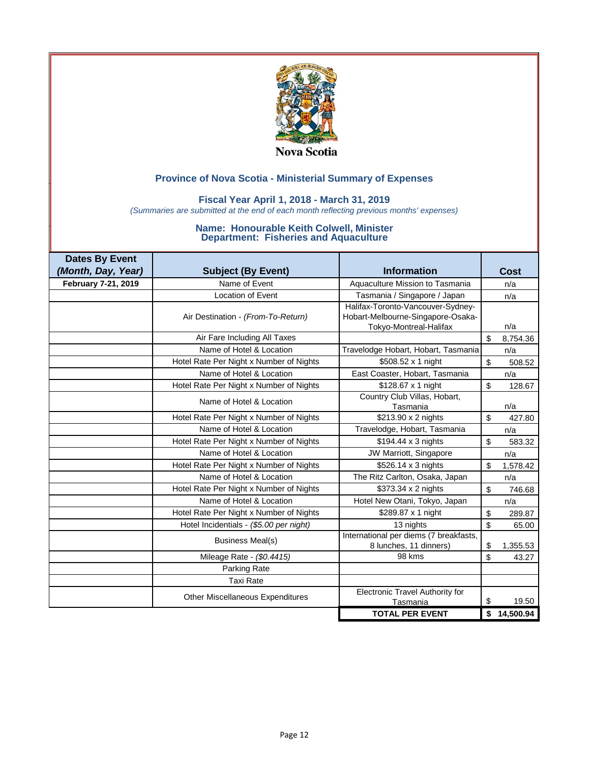Nova Scotia

## Province of Nova Scotia - Ministerial Summary of Expenses

### Fiscal Year April 1, 2018 - March 31, 2019

*(Summaries are submitted at the end of each month reflecting previous months' expenses)*

### Name: Honourable Keith Colwell, Minister
### Department: Fisheries and Aquaculture

| Dates By Event *(Month, Day, Year)* | Subject (By Event) | Information | Cost |
|---|---|---|---|
| **February 7-21, 2019** | Name of Event | Aquaculture Mission to Tasmania | n/a |
| | Location of Event | Tasmania / Singapore / Japan | n/a |
| | Air Destination - *(From-To-Return)* | Halifax-Toronto-Vancouver-Sydney-Hobart-Melbourne-Singapore-Osaka-Tokyo-Montreal-Halifax | n/a |
| | Air Fare Including All Taxes | | $ 8,754.36 |
| | Name of Hotel & Location | Travelodge Hobart, Hobart, Tasmania | n/a |
| | Hotel Rate Per Night x Number of Nights | $508.52 x 1 night | $ 508.52 |
| | Name of Hotel & Location | East Coaster, Hobart, Tasmania | n/a |
| | Hotel Rate Per Night x Number of Nights | $128.67 x 1 night | $ 128.67 |
| | Name of Hotel & Location | Country Club Villas, Hobart, Tasmania | n/a |
| | Hotel Rate Per Night x Number of Nights | $213.90 x 2 nights | $ 427.80 |
| | Name of Hotel & Location | Travelodge, Hobart, Tasmania | n/a |
| | Hotel Rate Per Night x Number of Nights | $194.44 x 3 nights | $ 583.32 |
| | Name of Hotel & Location | JW Marriott, Singapore | n/a |
| | Hotel Rate Per Night x Number of Nights | $526.14 x 3 nights | $ 1,578.42 |
| | Name of Hotel & Location | The Ritz Carlton, Osaka, Japan | n/a |
| | Hotel Rate Per Night x Number of Nights | $373.34 x 2 nights | $ 746.68 |
| | Name of Hotel & Location | Hotel New Otani, Tokyo, Japan | n/a |
| | Hotel Rate Per Night x Number of Nights | $289.87 x 1 night | $ 289.87 |
| | Hotel Incidentials - *($5.00 per night)* | 13 nights | $ 65.00 |
| | Business Meal(s) | International per diems (7 breakfasts, 8 lunches, 11 dinners) | $ 1,355.53 |
| | Mileage Rate - *($0.4415)* | 98 kms | $ 43.27 |
| | Parking Rate | | |
| | Taxi Rate | | |
| | Other Miscellaneous Expenditures | Electronic Travel Authority for Tasmania | $ 19.50 |
| | | **TOTAL PER EVENT** | **$ 14,500.94** |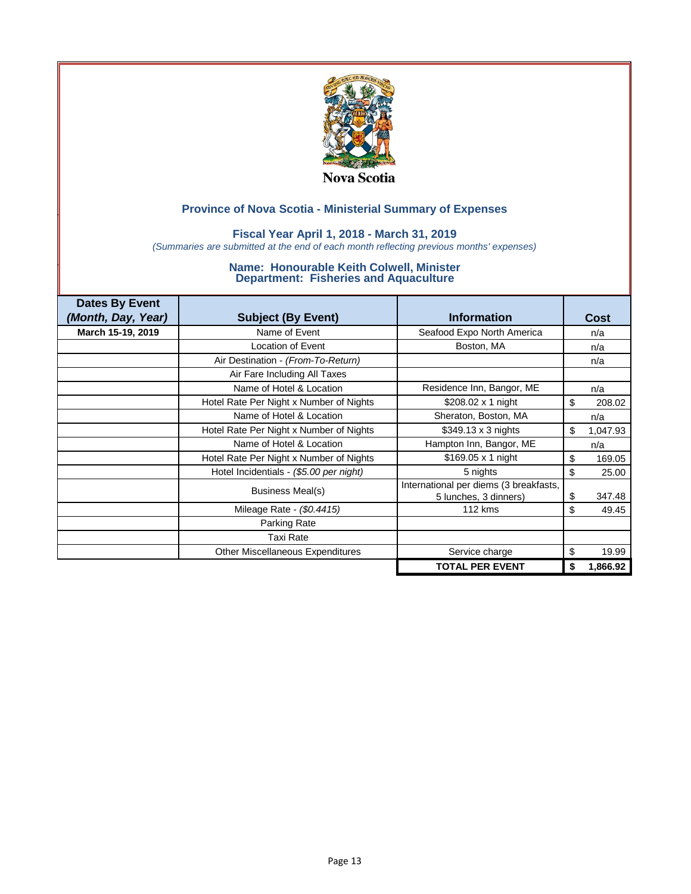Nova Scotia

## Province of Nova Scotia - Ministerial Summary of Expenses

### Fiscal Year April 1, 2018 - March 31, 2019

*(Summaries are submitted at the end of each month reflecting previous months' expenses)*

### Name: Honourable Keith Colwell, Minister
### Department: Fisheries and Aquaculture

| Dates By Event *(Month, Day, Year)* | Subject (By Event) | Information | Cost |
|---|---|---|---|
| **March 15-19, 2019** | Name of Event | Seafood Expo North America | n/a |
| | Location of Event | Boston, MA | n/a |
| | Air Destination - *(From-To-Return)* | | n/a |
| | Air Fare Including All Taxes | | |
| | Name of Hotel & Location | Residence Inn, Bangor, ME | n/a |
| | Hotel Rate Per Night x Number of Nights | $208.02 x 1 night | $ 208.02 |
| | Name of Hotel & Location | Sheraton, Boston, MA | n/a |
| | Hotel Rate Per Night x Number of Nights | $349.13 x 3 nights | $ 1,047.93 |
| | Name of Hotel & Location | Hampton Inn, Bangor, ME | n/a |
| | Hotel Rate Per Night x Number of Nights | $169.05 x 1 night | $ 169.05 |
| | Hotel Incidentials - *($5.00 per night)* | 5 nights | $ 25.00 |
| | Business Meal(s) | International per diems (3 breakfasts, 5 lunches, 3 dinners) | $ 347.48 |
| | Mileage Rate - *($0.4415)* | 112 kms | $ 49.45 |
| | Parking Rate | | |
| | Taxi Rate | | |
| | Other Miscellaneous Expenditures | Service charge | $ 19.99 |
| | | **TOTAL PER EVENT** | **$ 1,866.92** |